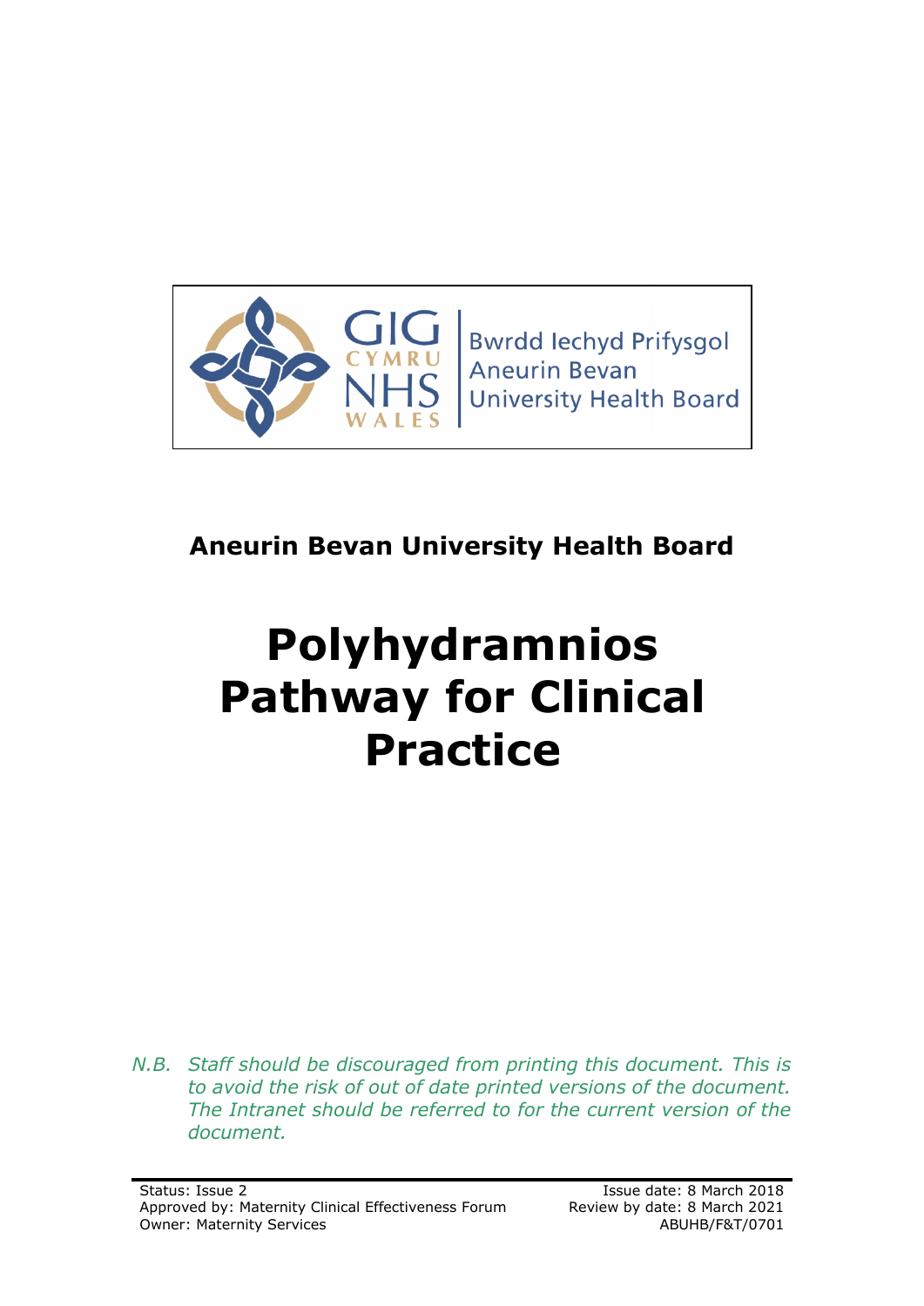Bwrdd Iechyd Prifysgol Aneurin Bevan University Health Board

**Aneurin Bevan University Health Board**

# Polyhydramnios Pathway for Clinical Practice

*N.B. Staff should be discouraged from printing this document. This is to avoid the risk of out of date printed versions of the document. The Intranet should be referred to for the current version of the document.*

Status: Issue 2
Approved by: Maternity Clinical Effectiveness Forum
Owner: Maternity Services

Issue date: 8 March 2018
Review by date: 8 March 2021
ABUHB/F&T/0701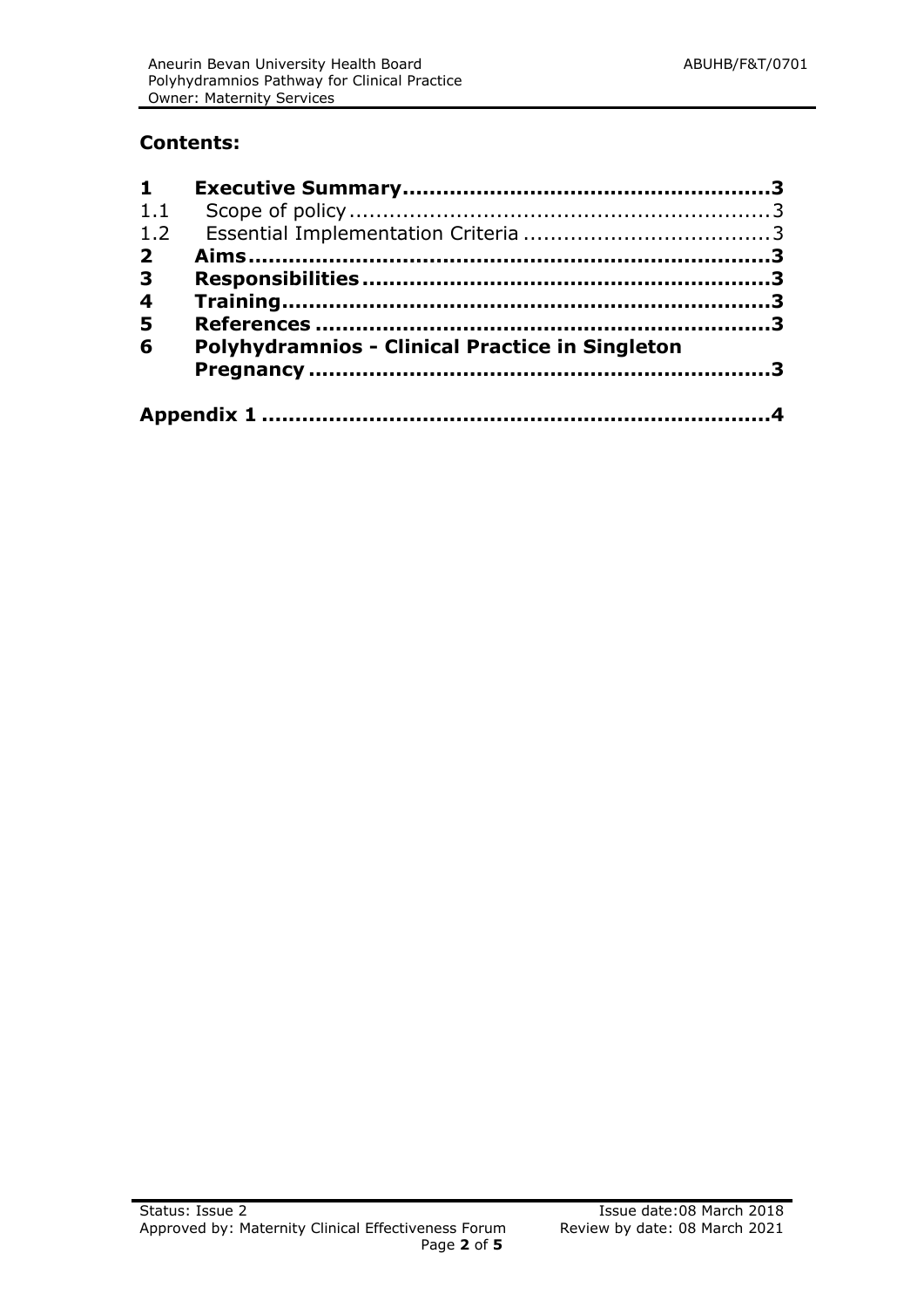## Contents:

| | | |
|---|---|---|
| **1** | **Executive Summary** | **3** |
| 1.1 | Scope of policy | 3 |
| 1.2 | Essential Implementation Criteria | 3 |
| **2** | **Aims** | **3** |
| **3** | **Responsibilities** | **3** |
| **4** | **Training** | **3** |
| **5** | **References** | **3** |
| **6** | **Polyhydramnios - Clinical Practice in Singleton Pregnancy** | **3** |
| | **Appendix 1** | **4** |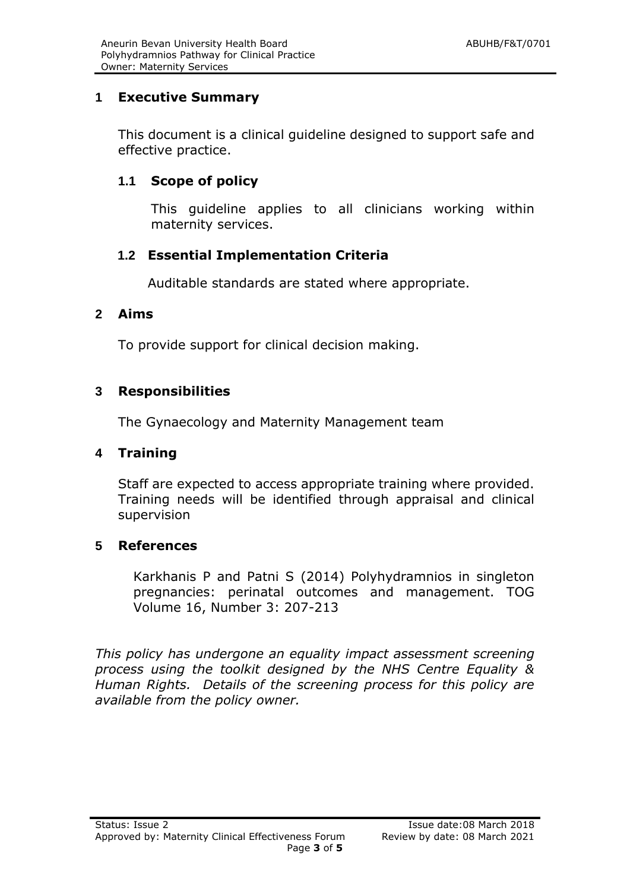## 1 Executive Summary

This document is a clinical guideline designed to support safe and effective practice.

### 1.1 Scope of policy

This guideline applies to all clinicians working within maternity services.

### 1.2 Essential Implementation Criteria

Auditable standards are stated where appropriate.

## 2 Aims

To provide support for clinical decision making.

## 3 Responsibilities

The Gynaecology and Maternity Management team

## 4 Training

Staff are expected to access appropriate training where provided. Training needs will be identified through appraisal and clinical supervision

## 5 References

Karkhanis P and Patni S (2014) Polyhydramnios in singleton pregnancies: perinatal outcomes and management. TOG Volume 16, Number 3: 207-213

*This policy has undergone an equality impact assessment screening process using the toolkit designed by the NHS Centre Equality & Human Rights. Details of the screening process for this policy are available from the policy owner.*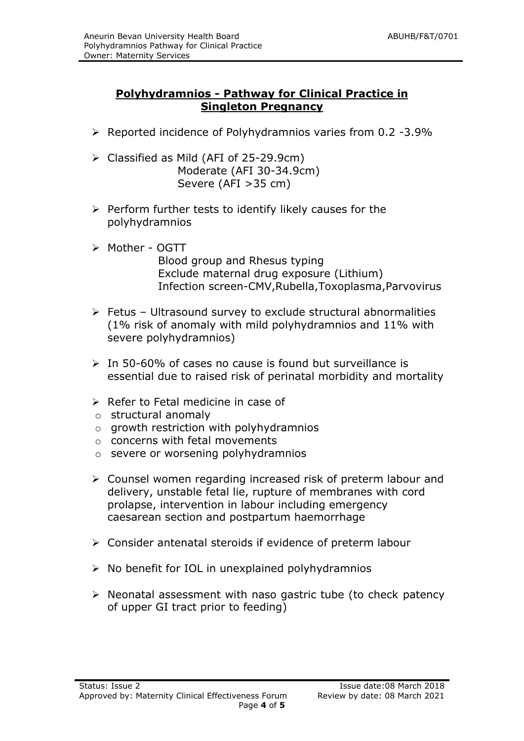## Polyhydramnios - Pathway for Clinical Practice in Singleton Pregnancy

- Reported incidence of Polyhydramnios varies from 0.2 -3.9%
- Classified as Mild (AFI of 25-29.9cm)
  Moderate (AFI 30-34.9cm)
  Severe (AFI >35 cm)
- Perform further tests to identify likely causes for the polyhydramnios
- Mother - OGTT
  Blood group and Rhesus typing
  Exclude maternal drug exposure (Lithium)
  Infection screen-CMV,Rubella,Toxoplasma,Parvovirus
- Fetus – Ultrasound survey to exclude structural abnormalities (1% risk of anomaly with mild polyhydramnios and 11% with severe polyhydramnios)
- In 50-60% of cases no cause is found but surveillance is essential due to raised risk of perinatal morbidity and mortality
- Refer to Fetal medicine in case of
  - structural anomaly
  - growth restriction with polyhydramnios
  - concerns with fetal movements
  - severe or worsening polyhydramnios
- Counsel women regarding increased risk of preterm labour and delivery, unstable fetal lie, rupture of membranes with cord prolapse, intervention in labour including emergency caesarean section and postpartum haemorrhage
- Consider antenatal steroids if evidence of preterm labour
- No benefit for IOL in unexplained polyhydramnios
- Neonatal assessment with naso gastric tube (to check patency of upper GI tract prior to feeding)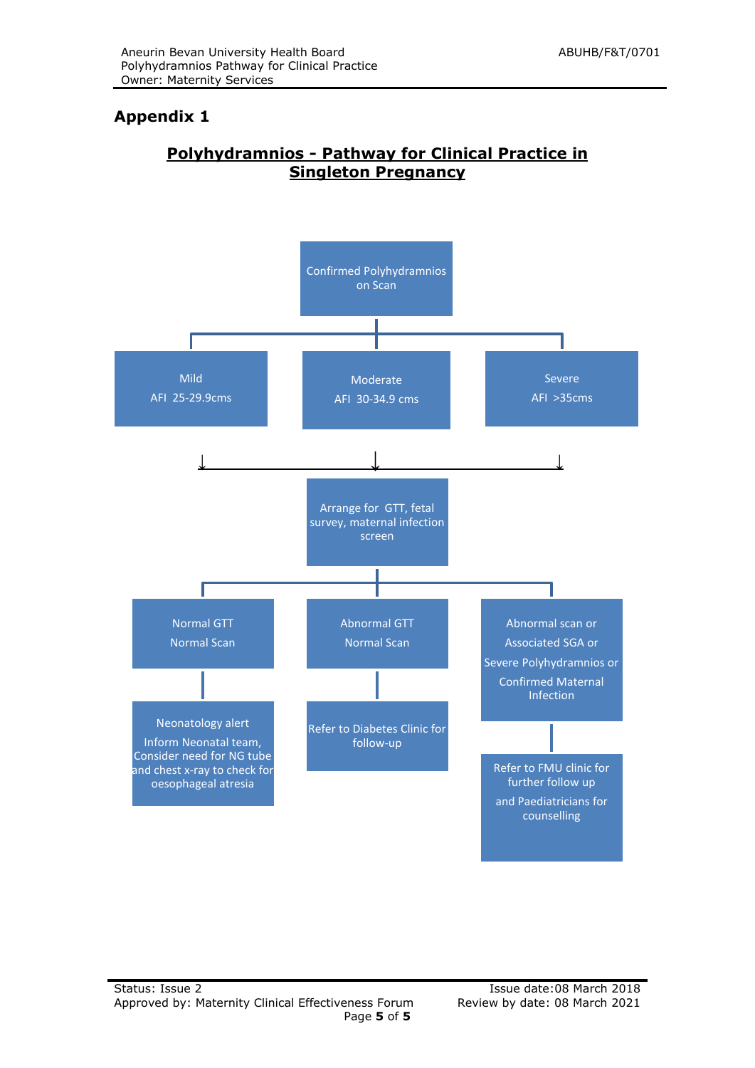## Appendix 1

### Polyhydramnios - Pathway for Clinical Practice in Singleton Pregnancy

Confirmed Polyhydramnios on Scan

Mild
AFI 25-29.9cms

Moderate
AFI 30-34.9 cms

Severe
AFI >35cms

Arrange for GTT, fetal survey, maternal infection screen

Normal GTT
Normal Scan

Neonatology alert
Inform Neonatal team, Consider need for NG tube and chest x-ray to check for oesophageal atresia

Abnormal GTT
Normal Scan

Refer to Diabetes Clinic for follow-up

Abnormal scan or
Associated SGA or
Severe Polyhydramnios or
Confirmed Maternal Infection

Refer to FMU clinic for further follow up
and Paediatricians for counselling

Status: Issue 2
Approved by: Maternity Clinical Effectiveness Forum
Issue date: 08 March 2018
Review by date: 08 March 2021